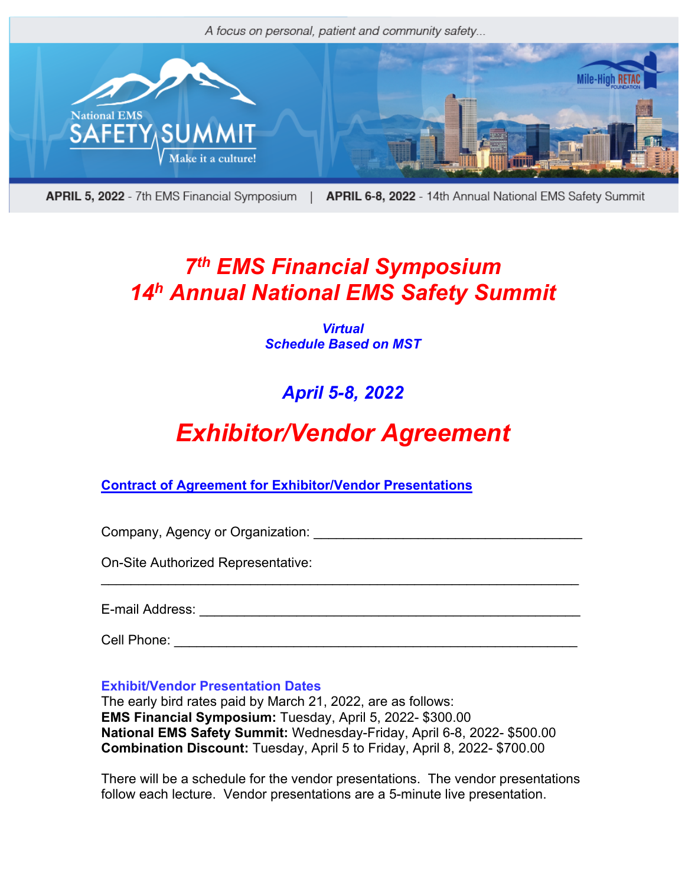A focus on personal, patient and community safety...

National EMS SAFETY SUMMIT — Make it a culture!

Mile-High RETAC FOUNDATION

**APRIL 5, 2022** - 7th EMS Financial Symposium | **APRIL 6-8, 2022** - 14th Annual National EMS Safety Summit

# *7th EMS Financial Symposium*
# *14h Annual National EMS Safety Summit*

***Virtual***
***Schedule Based on MST***

## *April 5-8, 2022*

# *Exhibitor/Vendor Agreement*

**Contract of Agreement for Exhibitor/Vendor Presentations**

Company, Agency or Organization: ___________________________________

On-Site Authorized Representative: ___________________________________________________________

E-mail Address: __________________________________________________

Cell Phone: ____________________________________________________

**Exhibit/Vendor Presentation Dates**

The early bird rates paid by March 21, 2022, are as follows:
**EMS Financial Symposium:** Tuesday, April 5, 2022- $300.00
**National EMS Safety Summit:** Wednesday-Friday, April 6-8, 2022- $500.00
**Combination Discount:** Tuesday, April 5 to Friday, April 8, 2022- $700.00

There will be a schedule for the vendor presentations. The vendor presentations follow each lecture. Vendor presentations are a 5-minute live presentation.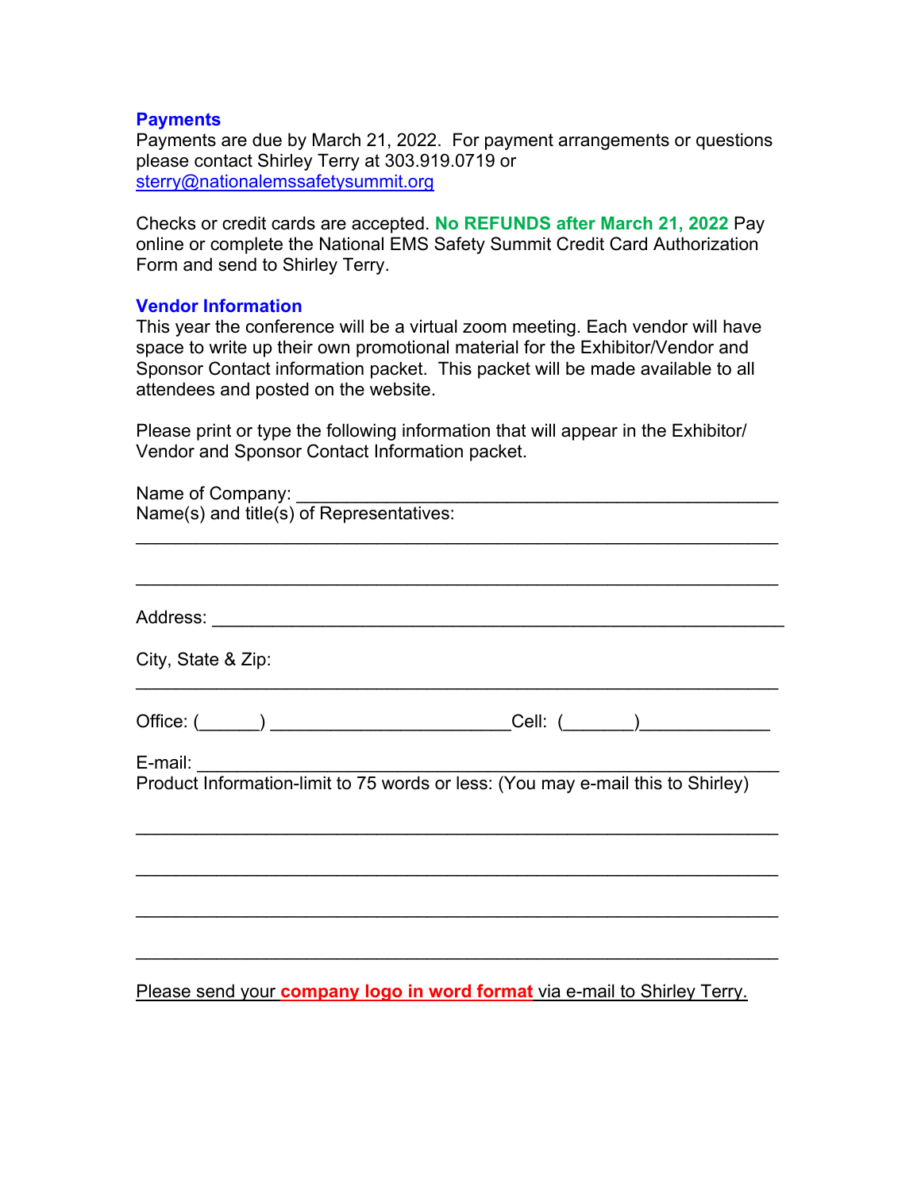### Payments

Payments are due by March 21, 2022. For payment arrangements or questions please contact Shirley Terry at 303.919.0719 or sterry@nationalemssafetysummit.org

Checks or credit cards are accepted. **No REFUNDS after March 21, 2022** Pay online or complete the National EMS Safety Summit Credit Card Authorization Form and send to Shirley Terry.

### Vendor Information

This year the conference will be a virtual zoom meeting. Each vendor will have space to write up their own promotional material for the Exhibitor/Vendor and Sponsor Contact information packet. This packet will be made available to all attendees and posted on the website.

Please print or type the following information that will appear in the Exhibitor/Vendor and Sponsor Contact Information packet.

Name of Company: ______________________________________________

Name(s) and title(s) of Representatives:

_______________________________________________________________

_______________________________________________________________

Address: _______________________________________________________

City, State & Zip:

_______________________________________________________________

Office: (______) ________________________Cell: (_______)_____________

E-mail: _________________________________________________________

Product Information-limit to 75 words or less: (You may e-mail this to Shirley)

_______________________________________________________________

_______________________________________________________________

_______________________________________________________________

_______________________________________________________________

Please send your **company logo in word format** via e-mail to Shirley Terry.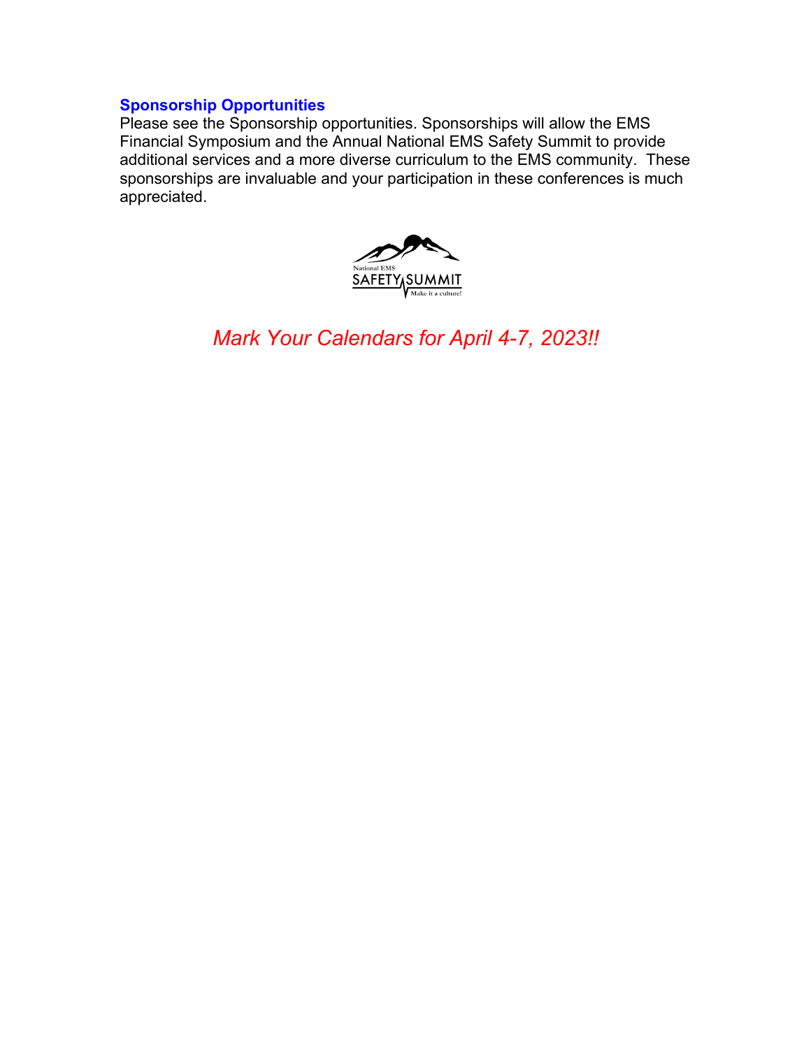### Sponsorship Opportunities

Please see the Sponsorship opportunities. Sponsorships will allow the EMS Financial Symposium and the Annual National EMS Safety Summit to provide additional services and a more diverse curriculum to the EMS community. These sponsorships are invaluable and your participation in these conferences is much appreciated.

National EMS
SAFETY SUMMIT
Make it a culture!

*Mark Your Calendars for April 4-7, 2023!!*